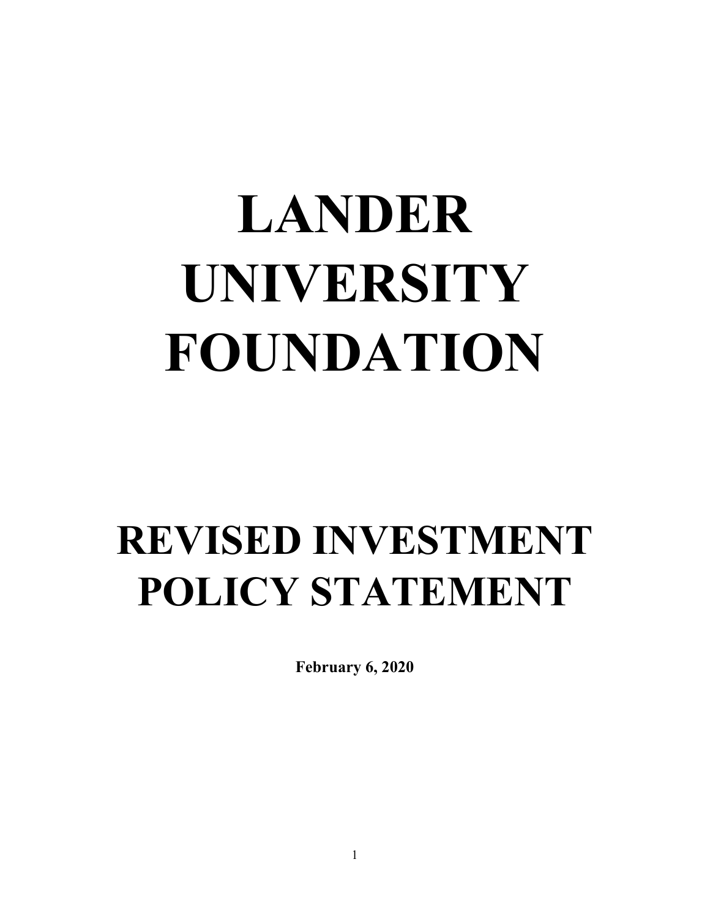# LANDER UNIVERSITY FOUNDATION

# REVISED INVESTMENT POLICY STATEMENT

**February 6, 2020**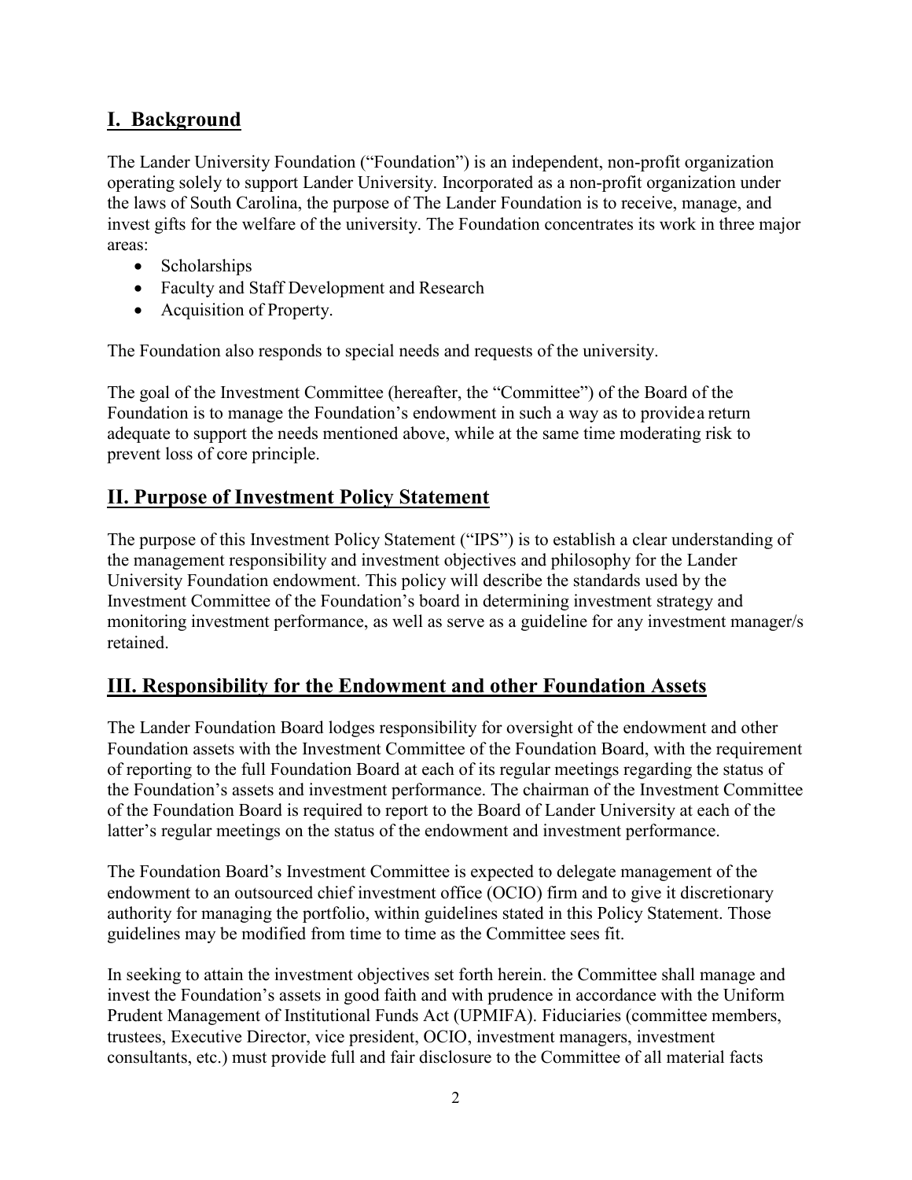## I. Background

The Lander University Foundation ("Foundation") is an independent, non-profit organization operating solely to support Lander University. Incorporated as a non-profit organization under the laws of South Carolina, the purpose of The Lander Foundation is to receive, manage, and invest gifts for the welfare of the university. The Foundation concentrates its work in three major areas:

- Scholarships
- Faculty and Staff Development and Research
- Acquisition of Property.

The Foundation also responds to special needs and requests of the university.

The goal of the Investment Committee (hereafter, the "Committee") of the Board of the Foundation is to manage the Foundation's endowment in such a way as to providea return adequate to support the needs mentioned above, while at the same time moderating risk to prevent loss of core principle.

## II. Purpose of Investment Policy Statement

The purpose of this Investment Policy Statement ("IPS") is to establish a clear understanding of the management responsibility and investment objectives and philosophy for the Lander University Foundation endowment. This policy will describe the standards used by the Investment Committee of the Foundation's board in determining investment strategy and monitoring investment performance, as well as serve as a guideline for any investment manager/s retained.

## III. Responsibility for the Endowment and other Foundation Assets

The Lander Foundation Board lodges responsibility for oversight of the endowment and other Foundation assets with the Investment Committee of the Foundation Board, with the requirement of reporting to the full Foundation Board at each of its regular meetings regarding the status of the Foundation's assets and investment performance. The chairman of the Investment Committee of the Foundation Board is required to report to the Board of Lander University at each of the latter's regular meetings on the status of the endowment and investment performance.

The Foundation Board's Investment Committee is expected to delegate management of the endowment to an outsourced chief investment office (OCIO) firm and to give it discretionary authority for managing the portfolio, within guidelines stated in this Policy Statement. Those guidelines may be modified from time to time as the Committee sees fit.

In seeking to attain the investment objectives set forth herein. the Committee shall manage and invest the Foundation's assets in good faith and with prudence in accordance with the Uniform Prudent Management of Institutional Funds Act (UPMIFA). Fiduciaries (committee members, trustees, Executive Director, vice president, OCIO, investment managers, investment consultants, etc.) must provide full and fair disclosure to the Committee of all material facts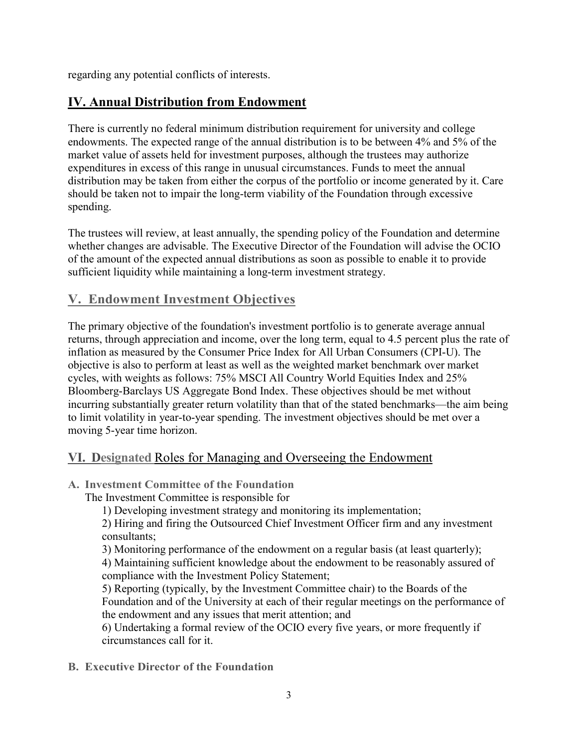regarding any potential conflicts of interests.

## IV. Annual Distribution from Endowment

There is currently no federal minimum distribution requirement for university and college endowments. The expected range of the annual distribution is to be between 4% and 5% of the market value of assets held for investment purposes, although the trustees may authorize expenditures in excess of this range in unusual circumstances. Funds to meet the annual distribution may be taken from either the corpus of the portfolio or income generated by it. Care should be taken not to impair the long-term viability of the Foundation through excessive spending.

The trustees will review, at least annually, the spending policy of the Foundation and determine whether changes are advisable. The Executive Director of the Foundation will advise the OCIO of the amount of the expected annual distributions as soon as possible to enable it to provide sufficient liquidity while maintaining a long-term investment strategy.

## V. Endowment Investment Objectives

The primary objective of the foundation's investment portfolio is to generate average annual returns, through appreciation and income, over the long term, equal to 4.5 percent plus the rate of inflation as measured by the Consumer Price Index for All Urban Consumers (CPI-U). The objective is also to perform at least as well as the weighted market benchmark over market cycles, with weights as follows: 75% MSCI All Country World Equities Index and 25% Bloomberg-Barclays US Aggregate Bond Index. These objectives should be met without incurring substantially greater return volatility than that of the stated benchmarks—the aim being to limit volatility in year-to-year spending. The investment objectives should be met over a moving 5-year time horizon.

## VI. Designated Roles for Managing and Overseeing the Endowment

### A. Investment Committee of the Foundation

The Investment Committee is responsible for

1) Developing investment strategy and monitoring its implementation;

2) Hiring and firing the Outsourced Chief Investment Officer firm and any investment consultants;

3) Monitoring performance of the endowment on a regular basis (at least quarterly);

4) Maintaining sufficient knowledge about the endowment to be reasonably assured of compliance with the Investment Policy Statement;

5) Reporting (typically, by the Investment Committee chair) to the Boards of the Foundation and of the University at each of their regular meetings on the performance of the endowment and any issues that merit attention; and

6) Undertaking a formal review of the OCIO every five years, or more frequently if circumstances call for it.

### B. Executive Director of the Foundation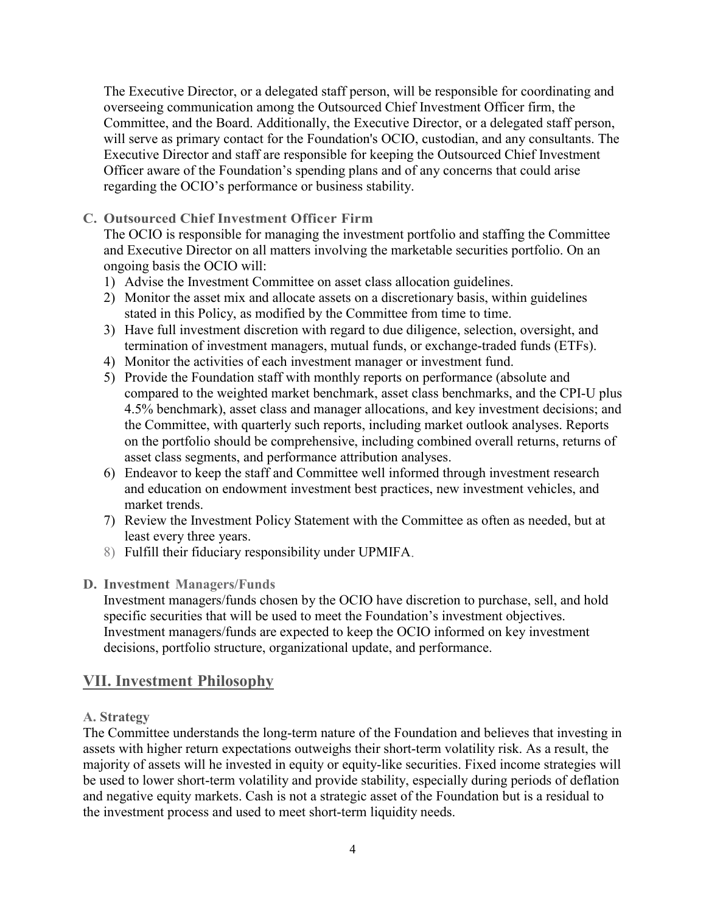The Executive Director, or a delegated staff person, will be responsible for coordinating and overseeing communication among the Outsourced Chief Investment Officer firm, the Committee, and the Board. Additionally, the Executive Director, or a delegated staff person, will serve as primary contact for the Foundation's OCIO, custodian, and any consultants. The Executive Director and staff are responsible for keeping the Outsourced Chief Investment Officer aware of the Foundation's spending plans and of any concerns that could arise regarding the OCIO's performance or business stability.

### C. Outsourced Chief Investment Officer Firm

The OCIO is responsible for managing the investment portfolio and staffing the Committee and Executive Director on all matters involving the marketable securities portfolio. On an ongoing basis the OCIO will:

1) Advise the Investment Committee on asset class allocation guidelines.
2) Monitor the asset mix and allocate assets on a discretionary basis, within guidelines stated in this Policy, as modified by the Committee from time to time.
3) Have full investment discretion with regard to due diligence, selection, oversight, and termination of investment managers, mutual funds, or exchange-traded funds (ETFs).
4) Monitor the activities of each investment manager or investment fund.
5) Provide the Foundation staff with monthly reports on performance (absolute and compared to the weighted market benchmark, asset class benchmarks, and the CPI-U plus 4.5% benchmark), asset class and manager allocations, and key investment decisions; and the Committee, with quarterly such reports, including market outlook analyses. Reports on the portfolio should be comprehensive, including combined overall returns, returns of asset class segments, and performance attribution analyses.
6) Endeavor to keep the staff and Committee well informed through investment research and education on endowment investment best practices, new investment vehicles, and market trends.
7) Review the Investment Policy Statement with the Committee as often as needed, but at least every three years.
8) Fulfill their fiduciary responsibility under UPMIFA.

### D. Investment Managers/Funds

Investment managers/funds chosen by the OCIO have discretion to purchase, sell, and hold specific securities that will be used to meet the Foundation's investment objectives. Investment managers/funds are expected to keep the OCIO informed on key investment decisions, portfolio structure, organizational update, and performance.

## VII. Investment Philosophy

### A. Strategy

The Committee understands the long-term nature of the Foundation and believes that investing in assets with higher return expectations outweighs their short-term volatility risk. As a result, the majority of assets will he invested in equity or equity-like securities. Fixed income strategies will be used to lower short-term volatility and provide stability, especially during periods of deflation and negative equity markets. Cash is not a strategic asset of the Foundation but is a residual to the investment process and used to meet short-term liquidity needs.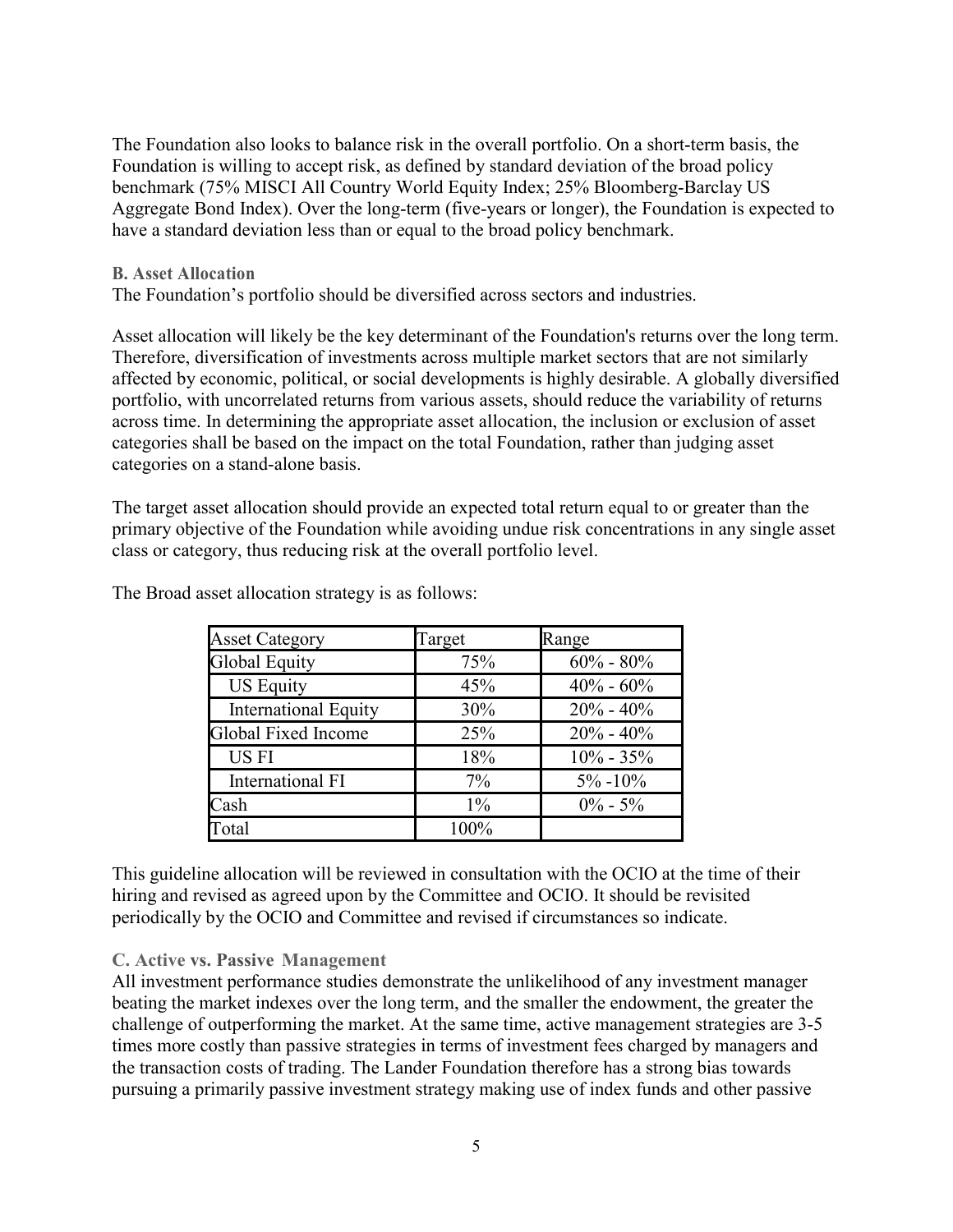The Foundation also looks to balance risk in the overall portfolio. On a short-term basis, the Foundation is willing to accept risk, as defined by standard deviation of the broad policy benchmark (75% MISCI All Country World Equity Index; 25% Bloomberg-Barclay US Aggregate Bond Index). Over the long-term (five-years or longer), the Foundation is expected to have a standard deviation less than or equal to the broad policy benchmark.

### B. Asset Allocation

The Foundation's portfolio should be diversified across sectors and industries.

Asset allocation will likely be the key determinant of the Foundation's returns over the long term. Therefore, diversification of investments across multiple market sectors that are not similarly affected by economic, political, or social developments is highly desirable. A globally diversified portfolio, with uncorrelated returns from various assets, should reduce the variability of returns across time. In determining the appropriate asset allocation, the inclusion or exclusion of asset categories shall be based on the impact on the total Foundation, rather than judging asset categories on a stand-alone basis.

The target asset allocation should provide an expected total return equal to or greater than the primary objective of the Foundation while avoiding undue risk concentrations in any single asset class or category, thus reducing risk at the overall portfolio level.

The Broad asset allocation strategy is as follows:

| Asset Category | Target | Range |
|---|---|---|
| Global Equity | 75% | 60% - 80% |
| US Equity | 45% | 40% - 60% |
| International Equity | 30% | 20% - 40% |
| Global Fixed Income | 25% | 20% - 40% |
| US FI | 18% | 10% - 35% |
| International FI | 7% | 5% -10% |
| Cash | 1% | 0% - 5% |
| Total | 100% | |

This guideline allocation will be reviewed in consultation with the OCIO at the time of their hiring and revised as agreed upon by the Committee and OCIO. It should be revisited periodically by the OCIO and Committee and revised if circumstances so indicate.

### C. Active vs. Passive Management

All investment performance studies demonstrate the unlikelihood of any investment manager beating the market indexes over the long term, and the smaller the endowment, the greater the challenge of outperforming the market. At the same time, active management strategies are 3-5 times more costly than passive strategies in terms of investment fees charged by managers and the transaction costs of trading. The Lander Foundation therefore has a strong bias towards pursuing a primarily passive investment strategy making use of index funds and other passive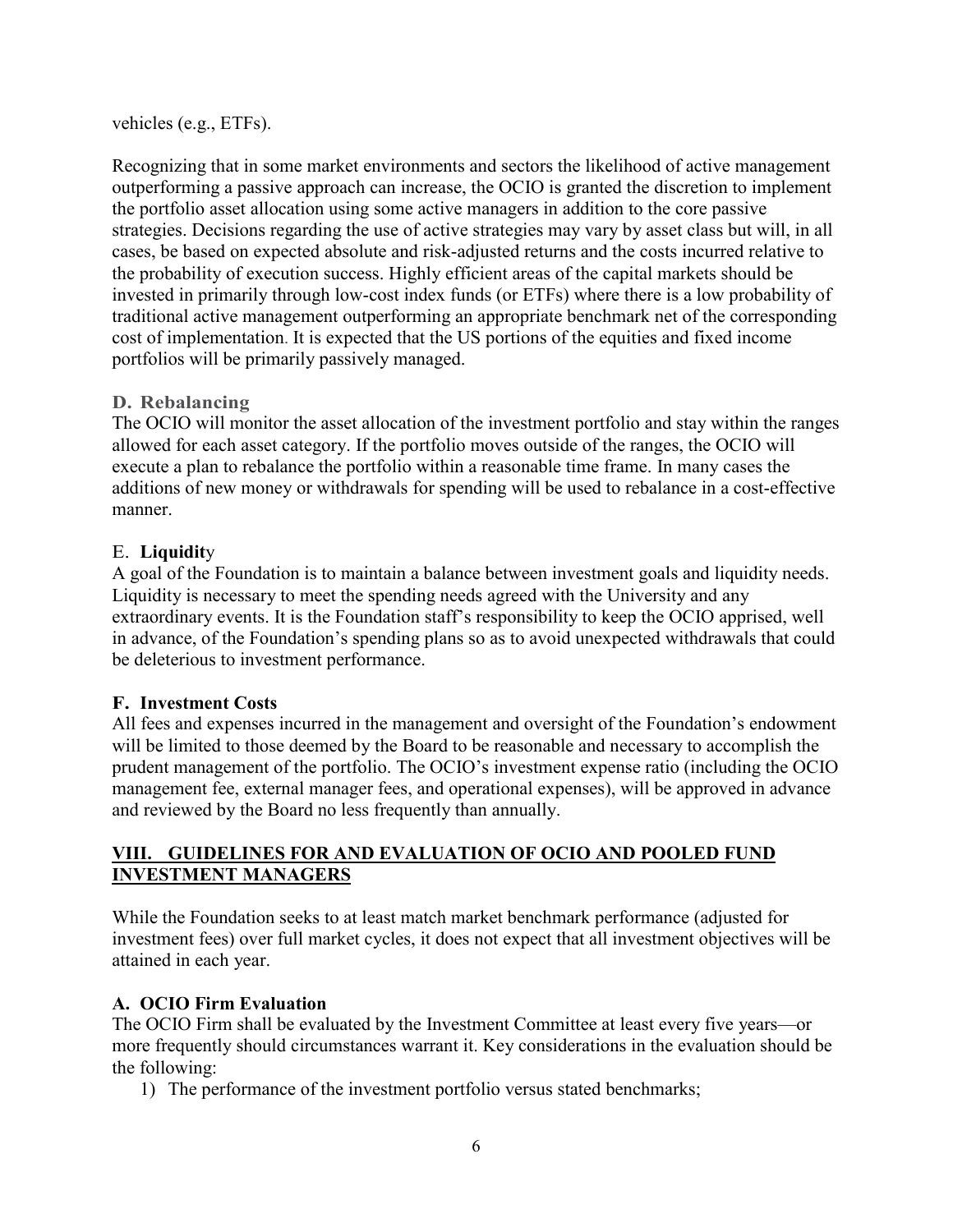vehicles (e.g., ETFs).

Recognizing that in some market environments and sectors the likelihood of active management outperforming a passive approach can increase, the OCIO is granted the discretion to implement the portfolio asset allocation using some active managers in addition to the core passive strategies. Decisions regarding the use of active strategies may vary by asset class but will, in all cases, be based on expected absolute and risk-adjusted returns and the costs incurred relative to the probability of execution success. Highly efficient areas of the capital markets should be invested in primarily through low-cost index funds (or ETFs) where there is a low probability of traditional active management outperforming an appropriate benchmark net of the corresponding cost of implementation. It is expected that the US portions of the equities and fixed income portfolios will be primarily passively managed.

### D. Rebalancing

The OCIO will monitor the asset allocation of the investment portfolio and stay within the ranges allowed for each asset category. If the portfolio moves outside of the ranges, the OCIO will execute a plan to rebalance the portfolio within a reasonable time frame. In many cases the additions of new money or withdrawals for spending will be used to rebalance in a cost-effective manner.

### E. Liquidity

A goal of the Foundation is to maintain a balance between investment goals and liquidity needs. Liquidity is necessary to meet the spending needs agreed with the University and any extraordinary events. It is the Foundation staff's responsibility to keep the OCIO apprised, well in advance, of the Foundation's spending plans so as to avoid unexpected withdrawals that could be deleterious to investment performance.

### F. Investment Costs

All fees and expenses incurred in the management and oversight of the Foundation's endowment will be limited to those deemed by the Board to be reasonable and necessary to accomplish the prudent management of the portfolio. The OCIO's investment expense ratio (including the OCIO management fee, external manager fees, and operational expenses), will be approved in advance and reviewed by the Board no less frequently than annually.

## VIII. GUIDELINES FOR AND EVALUATION OF OCIO AND POOLED FUND INVESTMENT MANAGERS

While the Foundation seeks to at least match market benchmark performance (adjusted for investment fees) over full market cycles, it does not expect that all investment objectives will be attained in each year.

### A. OCIO Firm Evaluation

The OCIO Firm shall be evaluated by the Investment Committee at least every five years—or more frequently should circumstances warrant it. Key considerations in the evaluation should be the following:

1) The performance of the investment portfolio versus stated benchmarks;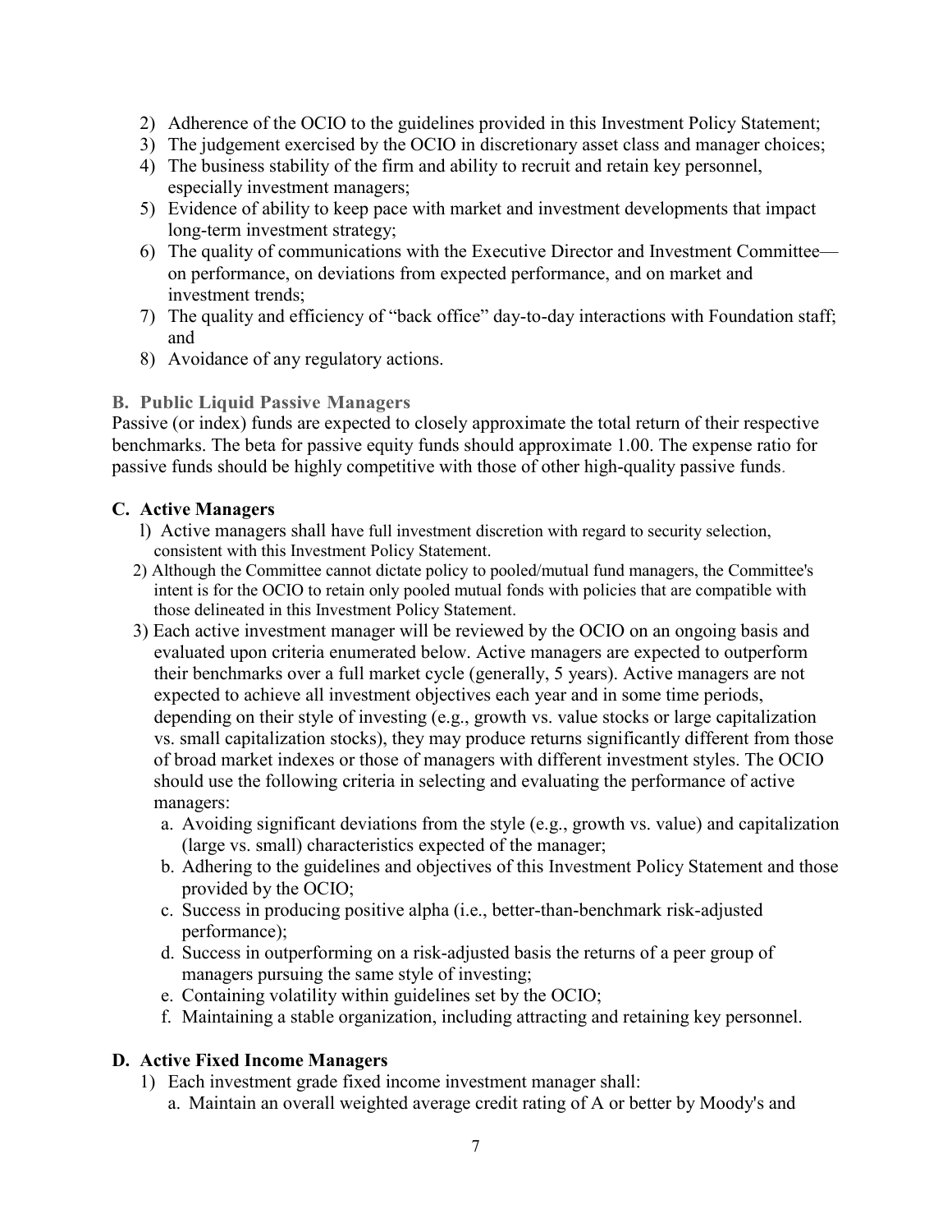2) Adherence of the OCIO to the guidelines provided in this Investment Policy Statement;
3) The judgement exercised by the OCIO in discretionary asset class and manager choices;
4) The business stability of the firm and ability to recruit and retain key personnel, especially investment managers;
5) Evidence of ability to keep pace with market and investment developments that impact long-term investment strategy;
6) The quality of communications with the Executive Director and Investment Committee—on performance, on deviations from expected performance, and on market and investment trends;
7) The quality and efficiency of "back office" day-to-day interactions with Foundation staff; and
8) Avoidance of any regulatory actions.

### B. Public Liquid Passive Managers

Passive (or index) funds are expected to closely approximate the total return of their respective benchmarks. The beta for passive equity funds should approximate 1.00. The expense ratio for passive funds should be highly competitive with those of other high-quality passive funds.

### C. Active Managers

l) Active managers shall have full investment discretion with regard to security selection, consistent with this Investment Policy Statement.

2) Although the Committee cannot dictate policy to pooled/mutual fund managers, the Committee's intent is for the OCIO to retain only pooled mutual fonds with policies that are compatible with those delineated in this Investment Policy Statement.

3) Each active investment manager will be reviewed by the OCIO on an ongoing basis and evaluated upon criteria enumerated below. Active managers are expected to outperform their benchmarks over a full market cycle (generally, 5 years). Active managers are not expected to achieve all investment objectives each year and in some time periods, depending on their style of investing (e.g., growth vs. value stocks or large capitalization vs. small capitalization stocks), they may produce returns significantly different from those of broad market indexes or those of managers with different investment styles. The OCIO should use the following criteria in selecting and evaluating the performance of active managers:
   a. Avoiding significant deviations from the style (e.g., growth vs. value) and capitalization (large vs. small) characteristics expected of the manager;
   b. Adhering to the guidelines and objectives of this Investment Policy Statement and those provided by the OCIO;
   c. Success in producing positive alpha (i.e., better-than-benchmark risk-adjusted performance);
   d. Success in outperforming on a risk-adjusted basis the returns of a peer group of managers pursuing the same style of investing;
   e. Containing volatility within guidelines set by the OCIO;
   f. Maintaining a stable organization, including attracting and retaining key personnel.

### D. Active Fixed Income Managers

1) Each investment grade fixed income investment manager shall:
   a. Maintain an overall weighted average credit rating of A or better by Moody's and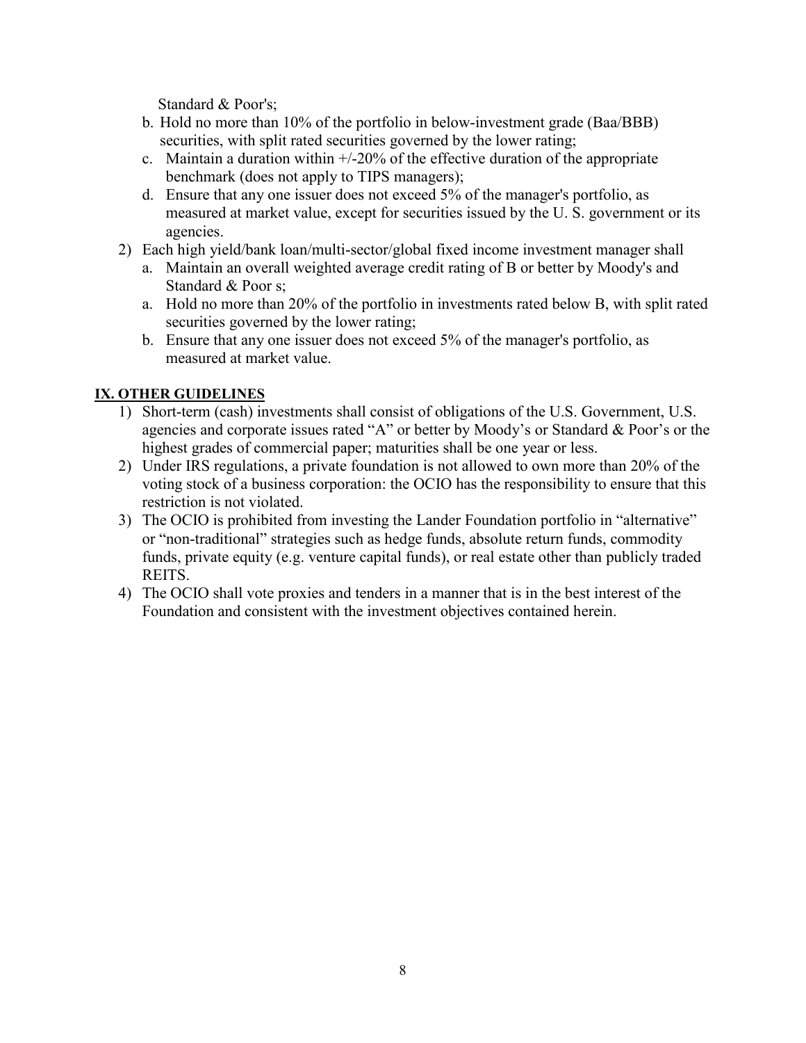Standard & Poor's;

  b. Hold no more than 10% of the portfolio in below-investment grade (Baa/BBB) securities, with split rated securities governed by the lower rating;
  c. Maintain a duration within +/-20% of the effective duration of the appropriate benchmark (does not apply to TIPS managers);
  d. Ensure that any one issuer does not exceed 5% of the manager's portfolio, as measured at market value, except for securities issued by the U. S. government or its agencies.

2) Each high yield/bank loan/multi-sector/global fixed income investment manager shall
  a. Maintain an overall weighted average credit rating of B or better by Moody's and Standard & Poor s;
  a. Hold no more than 20% of the portfolio in investments rated below B, with split rated securities governed by the lower rating;
  b. Ensure that any one issuer does not exceed 5% of the manager's portfolio, as measured at market value.

## IX. OTHER GUIDELINES

1) Short-term (cash) investments shall consist of obligations of the U.S. Government, U.S. agencies and corporate issues rated "A" or better by Moody's or Standard & Poor's or the highest grades of commercial paper; maturities shall be one year or less.
2) Under IRS regulations, a private foundation is not allowed to own more than 20% of the voting stock of a business corporation: the OCIO has the responsibility to ensure that this restriction is not violated.
3) The OCIO is prohibited from investing the Lander Foundation portfolio in "alternative" or "non-traditional" strategies such as hedge funds, absolute return funds, commodity funds, private equity (e.g. venture capital funds), or real estate other than publicly traded REITS.
4) The OCIO shall vote proxies and tenders in a manner that is in the best interest of the Foundation and consistent with the investment objectives contained herein.